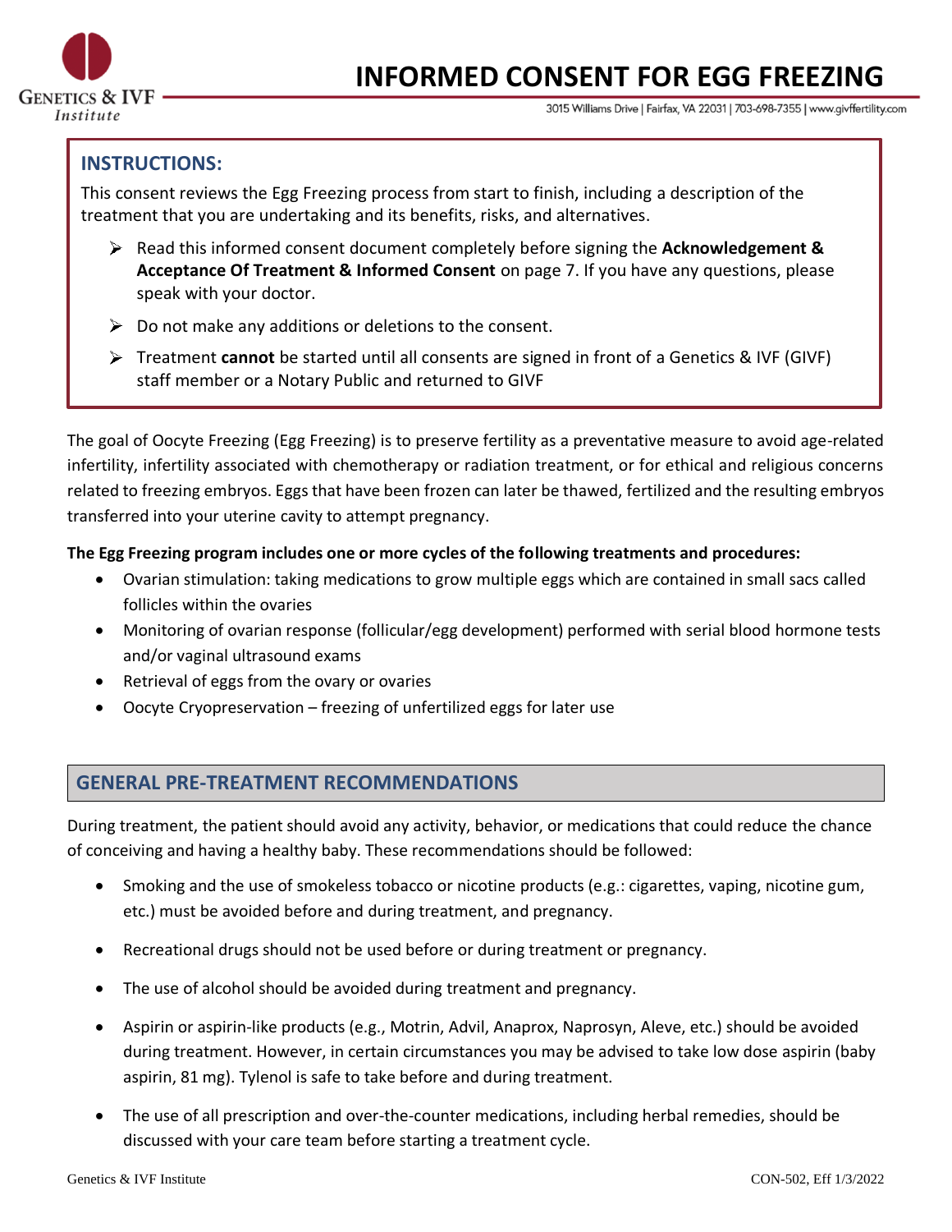# INFORMED CONSENT FOR EGG FREEZING

Genetics & IVF Institute

3015 Williams Drive | Fairfax, VA 22031 | 703-698-7355 | www.givffertility.com

## INSTRUCTIONS:

This consent reviews the Egg Freezing process from start to finish, including a description of the treatment that you are undertaking and its benefits, risks, and alternatives.

- Read this informed consent document completely before signing the **Acknowledgement & Acceptance Of Treatment & Informed Consent** on page 7. If you have any questions, please speak with your doctor.
- Do not make any additions or deletions to the consent.
- Treatment **cannot** be started until all consents are signed in front of a Genetics & IVF (GIVF) staff member or a Notary Public and returned to GIVF

The goal of Oocyte Freezing (Egg Freezing) is to preserve fertility as a preventative measure to avoid age-related infertility, infertility associated with chemotherapy or radiation treatment, or for ethical and religious concerns related to freezing embryos. Eggs that have been frozen can later be thawed, fertilized and the resulting embryos transferred into your uterine cavity to attempt pregnancy.

**The Egg Freezing program includes one or more cycles of the following treatments and procedures:**

- Ovarian stimulation: taking medications to grow multiple eggs which are contained in small sacs called follicles within the ovaries
- Monitoring of ovarian response (follicular/egg development) performed with serial blood hormone tests and/or vaginal ultrasound exams
- Retrieval of eggs from the ovary or ovaries
- Oocyte Cryopreservation – freezing of unfertilized eggs for later use

## GENERAL PRE-TREATMENT RECOMMENDATIONS

During treatment, the patient should avoid any activity, behavior, or medications that could reduce the chance of conceiving and having a healthy baby. These recommendations should be followed:

- Smoking and the use of smokeless tobacco or nicotine products (e.g.: cigarettes, vaping, nicotine gum, etc.) must be avoided before and during treatment, and pregnancy.
- Recreational drugs should not be used before or during treatment or pregnancy.
- The use of alcohol should be avoided during treatment and pregnancy.
- Aspirin or aspirin-like products (e.g., Motrin, Advil, Anaprox, Naprosyn, Aleve, etc.) should be avoided during treatment. However, in certain circumstances you may be advised to take low dose aspirin (baby aspirin, 81 mg). Tylenol is safe to take before and during treatment.
- The use of all prescription and over-the-counter medications, including herbal remedies, should be discussed with your care team before starting a treatment cycle.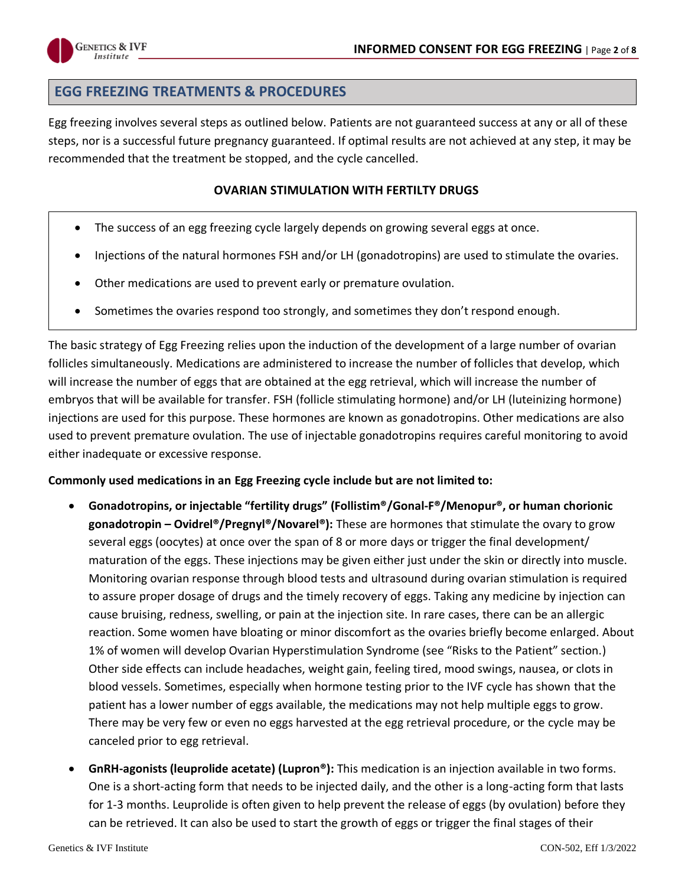## EGG FREEZING TREATMENTS & PROCEDURES

Egg freezing involves several steps as outlined below. Patients are not guaranteed success at any or all of these steps, nor is a successful future pregnancy guaranteed. If optimal results are not achieved at any step, it may be recommended that the treatment be stopped, and the cycle cancelled.

### OVARIAN STIMULATION WITH FERTILTY DRUGS

- The success of an egg freezing cycle largely depends on growing several eggs at once.
- Injections of the natural hormones FSH and/or LH (gonadotropins) are used to stimulate the ovaries.
- Other medications are used to prevent early or premature ovulation.
- Sometimes the ovaries respond too strongly, and sometimes they don't respond enough.

The basic strategy of Egg Freezing relies upon the induction of the development of a large number of ovarian follicles simultaneously. Medications are administered to increase the number of follicles that develop, which will increase the number of eggs that are obtained at the egg retrieval, which will increase the number of embryos that will be available for transfer. FSH (follicle stimulating hormone) and/or LH (luteinizing hormone) injections are used for this purpose. These hormones are known as gonadotropins. Other medications are also used to prevent premature ovulation. The use of injectable gonadotropins requires careful monitoring to avoid either inadequate or excessive response.

**Commonly used medications in an Egg Freezing cycle include but are not limited to:**

- **Gonadotropins, or injectable "fertility drugs" (Follistim®/Gonal-F®/Menopur®, or human chorionic gonadotropin – Ovidrel®/Pregnyl®/Novarel®):** These are hormones that stimulate the ovary to grow several eggs (oocytes) at once over the span of 8 or more days or trigger the final development/ maturation of the eggs. These injections may be given either just under the skin or directly into muscle. Monitoring ovarian response through blood tests and ultrasound during ovarian stimulation is required to assure proper dosage of drugs and the timely recovery of eggs. Taking any medicine by injection can cause bruising, redness, swelling, or pain at the injection site. In rare cases, there can be an allergic reaction. Some women have bloating or minor discomfort as the ovaries briefly become enlarged. About 1% of women will develop Ovarian Hyperstimulation Syndrome (see "Risks to the Patient" section.) Other side effects can include headaches, weight gain, feeling tired, mood swings, nausea, or clots in blood vessels. Sometimes, especially when hormone testing prior to the IVF cycle has shown that the patient has a lower number of eggs available, the medications may not help multiple eggs to grow. There may be very few or even no eggs harvested at the egg retrieval procedure, or the cycle may be canceled prior to egg retrieval.
- **GnRH-agonists (leuprolide acetate) (Lupron®):** This medication is an injection available in two forms. One is a short-acting form that needs to be injected daily, and the other is a long-acting form that lasts for 1-3 months. Leuprolide is often given to help prevent the release of eggs (by ovulation) before they can be retrieved. It can also be used to start the growth of eggs or trigger the final stages of their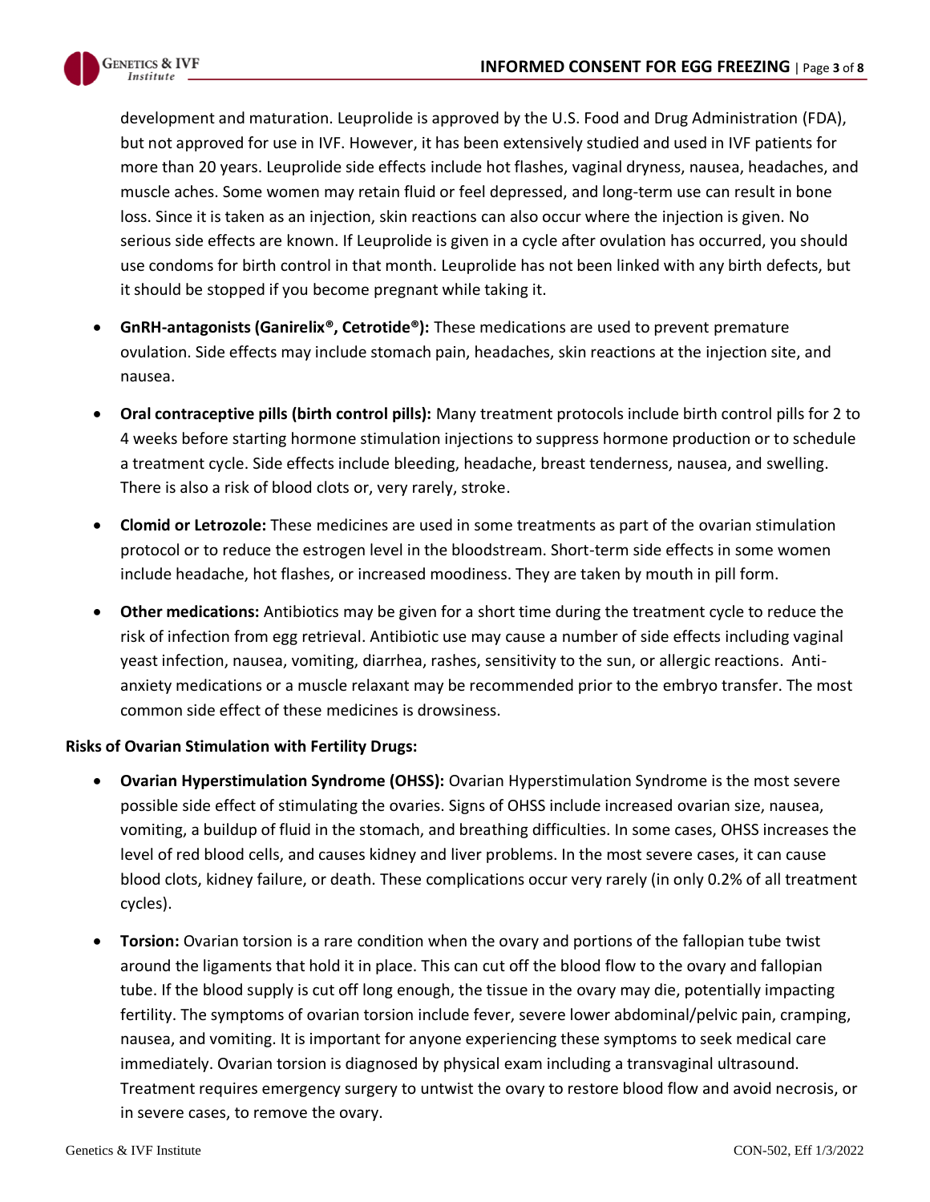development and maturation. Leuprolide is approved by the U.S. Food and Drug Administration (FDA), but not approved for use in IVF. However, it has been extensively studied and used in IVF patients for more than 20 years. Leuprolide side effects include hot flashes, vaginal dryness, nausea, headaches, and muscle aches. Some women may retain fluid or feel depressed, and long-term use can result in bone loss. Since it is taken as an injection, skin reactions can also occur where the injection is given. No serious side effects are known. If Leuprolide is given in a cycle after ovulation has occurred, you should use condoms for birth control in that month. Leuprolide has not been linked with any birth defects, but it should be stopped if you become pregnant while taking it.

- **GnRH-antagonists (Ganirelix®, Cetrotide®):** These medications are used to prevent premature ovulation. Side effects may include stomach pain, headaches, skin reactions at the injection site, and nausea.
- **Oral contraceptive pills (birth control pills):** Many treatment protocols include birth control pills for 2 to 4 weeks before starting hormone stimulation injections to suppress hormone production or to schedule a treatment cycle. Side effects include bleeding, headache, breast tenderness, nausea, and swelling. There is also a risk of blood clots or, very rarely, stroke.
- **Clomid or Letrozole:** These medicines are used in some treatments as part of the ovarian stimulation protocol or to reduce the estrogen level in the bloodstream. Short-term side effects in some women include headache, hot flashes, or increased moodiness. They are taken by mouth in pill form.
- **Other medications:** Antibiotics may be given for a short time during the treatment cycle to reduce the risk of infection from egg retrieval. Antibiotic use may cause a number of side effects including vaginal yeast infection, nausea, vomiting, diarrhea, rashes, sensitivity to the sun, or allergic reactions. Anti-anxiety medications or a muscle relaxant may be recommended prior to the embryo transfer. The most common side effect of these medicines is drowsiness.

**Risks of Ovarian Stimulation with Fertility Drugs:**

- **Ovarian Hyperstimulation Syndrome (OHSS):** Ovarian Hyperstimulation Syndrome is the most severe possible side effect of stimulating the ovaries. Signs of OHSS include increased ovarian size, nausea, vomiting, a buildup of fluid in the stomach, and breathing difficulties. In some cases, OHSS increases the level of red blood cells, and causes kidney and liver problems. In the most severe cases, it can cause blood clots, kidney failure, or death. These complications occur very rarely (in only 0.2% of all treatment cycles).
- **Torsion:** Ovarian torsion is a rare condition when the ovary and portions of the fallopian tube twist around the ligaments that hold it in place. This can cut off the blood flow to the ovary and fallopian tube. If the blood supply is cut off long enough, the tissue in the ovary may die, potentially impacting fertility. The symptoms of ovarian torsion include fever, severe lower abdominal/pelvic pain, cramping, nausea, and vomiting. It is important for anyone experiencing these symptoms to seek medical care immediately. Ovarian torsion is diagnosed by physical exam including a transvaginal ultrasound. Treatment requires emergency surgery to untwist the ovary to restore blood flow and avoid necrosis, or in severe cases, to remove the ovary.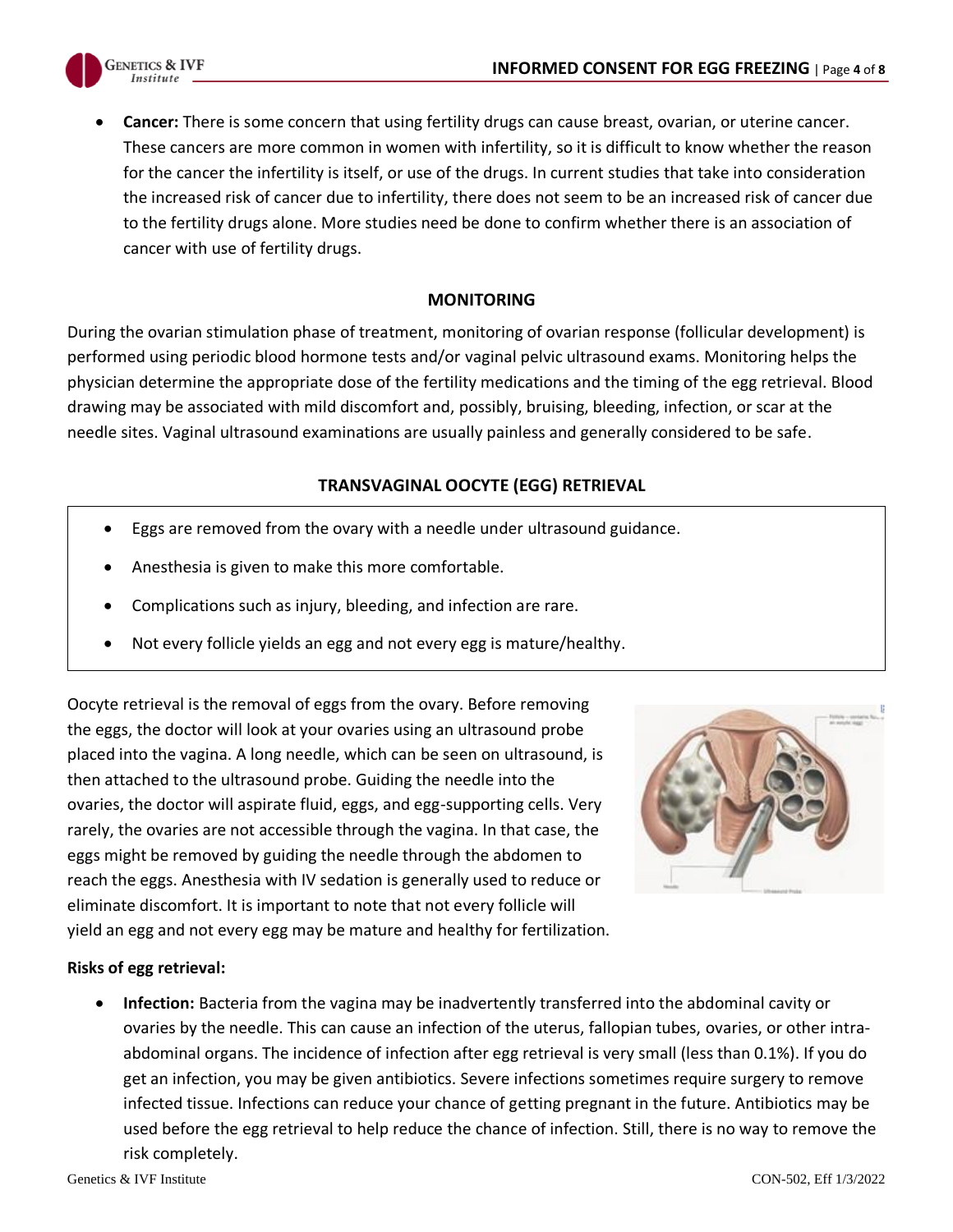- **Cancer:** There is some concern that using fertility drugs can cause breast, ovarian, or uterine cancer. These cancers are more common in women with infertility, so it is difficult to know whether the reason for the cancer the infertility is itself, or use of the drugs. In current studies that take into consideration the increased risk of cancer due to infertility, there does not seem to be an increased risk of cancer due to the fertility drugs alone. More studies need be done to confirm whether there is an association of cancer with use of fertility drugs.

## MONITORING

During the ovarian stimulation phase of treatment, monitoring of ovarian response (follicular development) is performed using periodic blood hormone tests and/or vaginal pelvic ultrasound exams. Monitoring helps the physician determine the appropriate dose of the fertility medications and the timing of the egg retrieval. Blood drawing may be associated with mild discomfort and, possibly, bruising, bleeding, infection, or scar at the needle sites. Vaginal ultrasound examinations are usually painless and generally considered to be safe.

## TRANSVAGINAL OOCYTE (EGG) RETRIEVAL

- Eggs are removed from the ovary with a needle under ultrasound guidance.
- Anesthesia is given to make this more comfortable.
- Complications such as injury, bleeding, and infection are rare.
- Not every follicle yields an egg and not every egg is mature/healthy.

Oocyte retrieval is the removal of eggs from the ovary. Before removing the eggs, the doctor will look at your ovaries using an ultrasound probe placed into the vagina. A long needle, which can be seen on ultrasound, is then attached to the ultrasound probe. Guiding the needle into the ovaries, the doctor will aspirate fluid, eggs, and egg-supporting cells. Very rarely, the ovaries are not accessible through the vagina. In that case, the eggs might be removed by guiding the needle through the abdomen to reach the eggs. Anesthesia with IV sedation is generally used to reduce or eliminate discomfort. It is important to note that not every follicle will yield an egg and not every egg may be mature and healthy for fertilization.

**Risks of egg retrieval:**

- **Infection:** Bacteria from the vagina may be inadvertently transferred into the abdominal cavity or ovaries by the needle. This can cause an infection of the uterus, fallopian tubes, ovaries, or other intra-abdominal organs. The incidence of infection after egg retrieval is very small (less than 0.1%). If you do get an infection, you may be given antibiotics. Severe infections sometimes require surgery to remove infected tissue. Infections can reduce your chance of getting pregnant in the future. Antibiotics may be used before the egg retrieval to help reduce the chance of infection. Still, there is no way to remove the risk completely.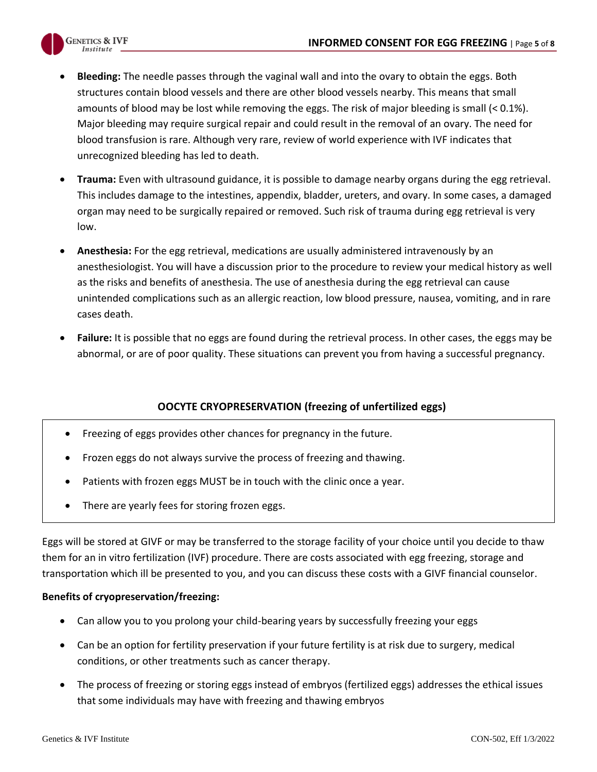- **Bleeding:** The needle passes through the vaginal wall and into the ovary to obtain the eggs. Both structures contain blood vessels and there are other blood vessels nearby. This means that small amounts of blood may be lost while removing the eggs. The risk of major bleeding is small (< 0.1%). Major bleeding may require surgical repair and could result in the removal of an ovary. The need for blood transfusion is rare. Although very rare, review of world experience with IVF indicates that unrecognized bleeding has led to death.

- **Trauma:** Even with ultrasound guidance, it is possible to damage nearby organs during the egg retrieval. This includes damage to the intestines, appendix, bladder, ureters, and ovary. In some cases, a damaged organ may need to be surgically repaired or removed. Such risk of trauma during egg retrieval is very low.

- **Anesthesia:** For the egg retrieval, medications are usually administered intravenously by an anesthesiologist. You will have a discussion prior to the procedure to review your medical history as well as the risks and benefits of anesthesia. The use of anesthesia during the egg retrieval can cause unintended complications such as an allergic reaction, low blood pressure, nausea, vomiting, and in rare cases death.

- **Failure:** It is possible that no eggs are found during the retrieval process. In other cases, the eggs may be abnormal, or are of poor quality. These situations can prevent you from having a successful pregnancy.

## OOCYTE CRYOPRESERVATION (freezing of unfertilized eggs)

- Freezing of eggs provides other chances for pregnancy in the future.
- Frozen eggs do not always survive the process of freezing and thawing.
- Patients with frozen eggs MUST be in touch with the clinic once a year.
- There are yearly fees for storing frozen eggs.

Eggs will be stored at GIVF or may be transferred to the storage facility of your choice until you decide to thaw them for an in vitro fertilization (IVF) procedure. There are costs associated with egg freezing, storage and transportation which ill be presented to you, and you can discuss these costs with a GIVF financial counselor.

**Benefits of cryopreservation/freezing:**

- Can allow you to you prolong your child-bearing years by successfully freezing your eggs
- Can be an option for fertility preservation if your future fertility is at risk due to surgery, medical conditions, or other treatments such as cancer therapy.
- The process of freezing or storing eggs instead of embryos (fertilized eggs) addresses the ethical issues that some individuals may have with freezing and thawing embryos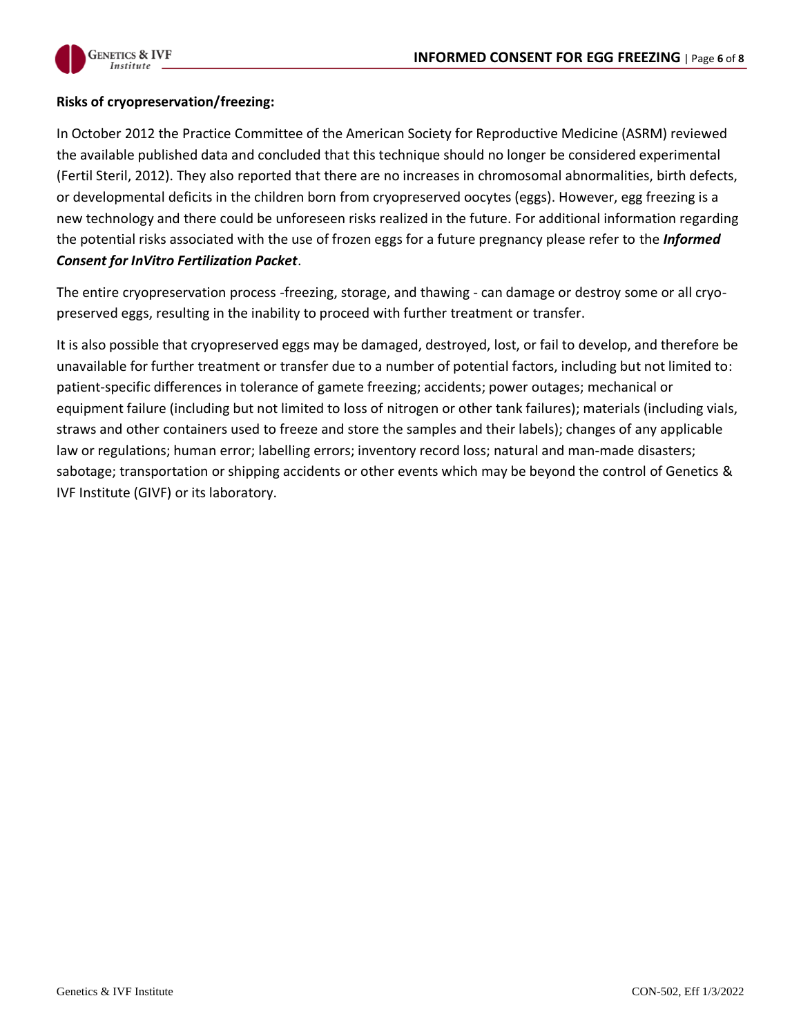**Risks of cryopreservation/freezing:**

In October 2012 the Practice Committee of the American Society for Reproductive Medicine (ASRM) reviewed the available published data and concluded that this technique should no longer be considered experimental (Fertil Steril, 2012). They also reported that there are no increases in chromosomal abnormalities, birth defects, or developmental deficits in the children born from cryopreserved oocytes (eggs). However, egg freezing is a new technology and there could be unforeseen risks realized in the future. For additional information regarding the potential risks associated with the use of frozen eggs for a future pregnancy please refer to the ***Informed Consent for InVitro Fertilization Packet***.

The entire cryopreservation process -freezing, storage, and thawing - can damage or destroy some or all cryo-preserved eggs, resulting in the inability to proceed with further treatment or transfer.

It is also possible that cryopreserved eggs may be damaged, destroyed, lost, or fail to develop, and therefore be unavailable for further treatment or transfer due to a number of potential factors, including but not limited to: patient-specific differences in tolerance of gamete freezing; accidents; power outages; mechanical or equipment failure (including but not limited to loss of nitrogen or other tank failures); materials (including vials, straws and other containers used to freeze and store the samples and their labels); changes of any applicable law or regulations; human error; labelling errors; inventory record loss; natural and man-made disasters; sabotage; transportation or shipping accidents or other events which may be beyond the control of Genetics & IVF Institute (GIVF) or its laboratory.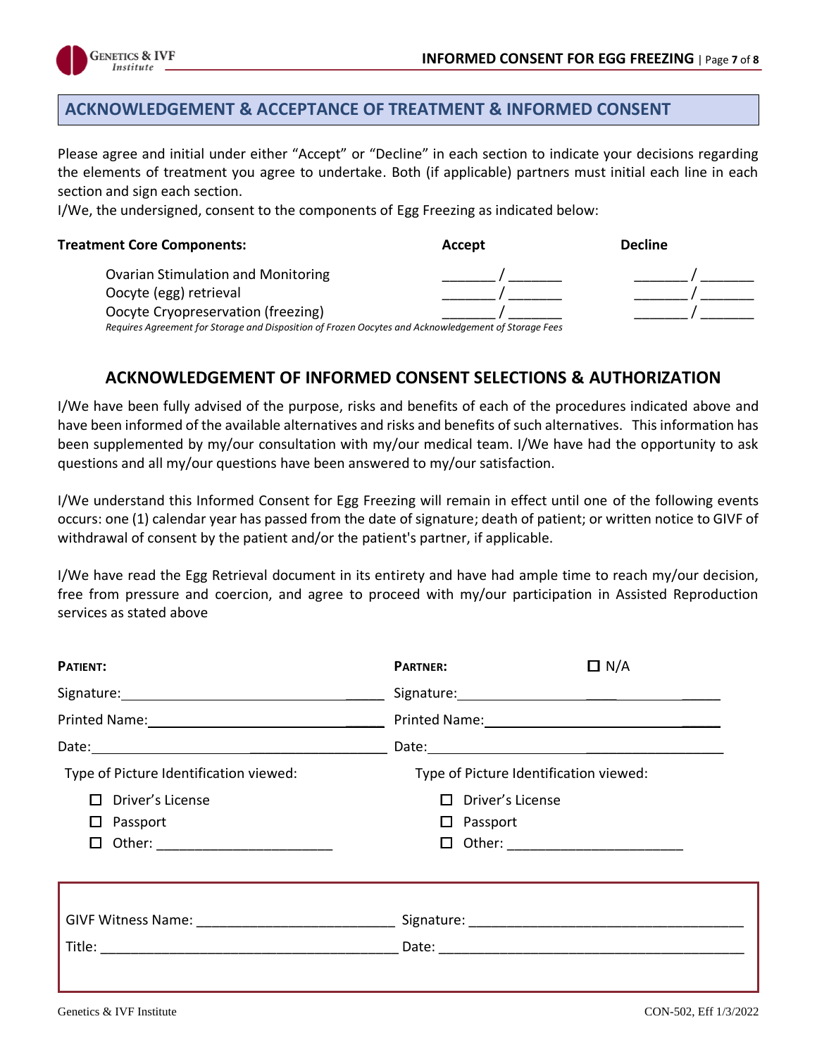## ACKNOWLEDGEMENT & ACCEPTANCE OF TREATMENT & INFORMED CONSENT

Please agree and initial under either "Accept" or "Decline" in each section to indicate your decisions regarding the elements of treatment you agree to undertake. Both (if applicable) partners must initial each line in each section and sign each section.

I/We, the undersigned, consent to the components of Egg Freezing as indicated below:

| Treatment Core Components: | Accept | Decline |
|---|---|---|
| Ovarian Stimulation and Monitoring | _______ / _______ | _______ / _______ |
| Oocyte (egg) retrieval | _______ / _______ | _______ / _______ |
| Oocyte Cryopreservation (freezing) | _______ / _______ | _______ / _______ |

*Requires Agreement for Storage and Disposition of Frozen Oocytes and Acknowledgement of Storage Fees*

## ACKNOWLEDGEMENT OF INFORMED CONSENT SELECTIONS & AUTHORIZATION

I/We have been fully advised of the purpose, risks and benefits of each of the procedures indicated above and have been informed of the available alternatives and risks and benefits of such alternatives. This information has been supplemented by my/our consultation with my/our medical team. I/We have had the opportunity to ask questions and all my/our questions have been answered to my/our satisfaction.

I/We understand this Informed Consent for Egg Freezing will remain in effect until one of the following events occurs: one (1) calendar year has passed from the date of signature; death of patient; or written notice to GIVF of withdrawal of consent by the patient and/or the patient's partner, if applicable.

I/We have read the Egg Retrieval document in its entirety and have had ample time to reach my/our decision, free from pressure and coercion, and agree to proceed with my/our participation in Assisted Reproduction services as stated above

**PATIENT:**

Signature: ______________________________

Printed Name: ______________________________

Date: ______________________________

Type of Picture Identification viewed:

- ☐ Driver's License
- ☐ Passport
- ☐ Other: ______________________

**PARTNER:** ☐ N/A

Signature: ______________________________

Printed Name: ______________________________

Date: ______________________________

Type of Picture Identification viewed:

- ☐ Driver's License
- ☐ Passport
- ☐ Other: ______________________

GIVF Witness Name: _________________________ Signature: ___________________________________

Title: _______________________________________ Date: _______________________________________

Genetics & IVF Institute CON-502, Eff 1/3/2022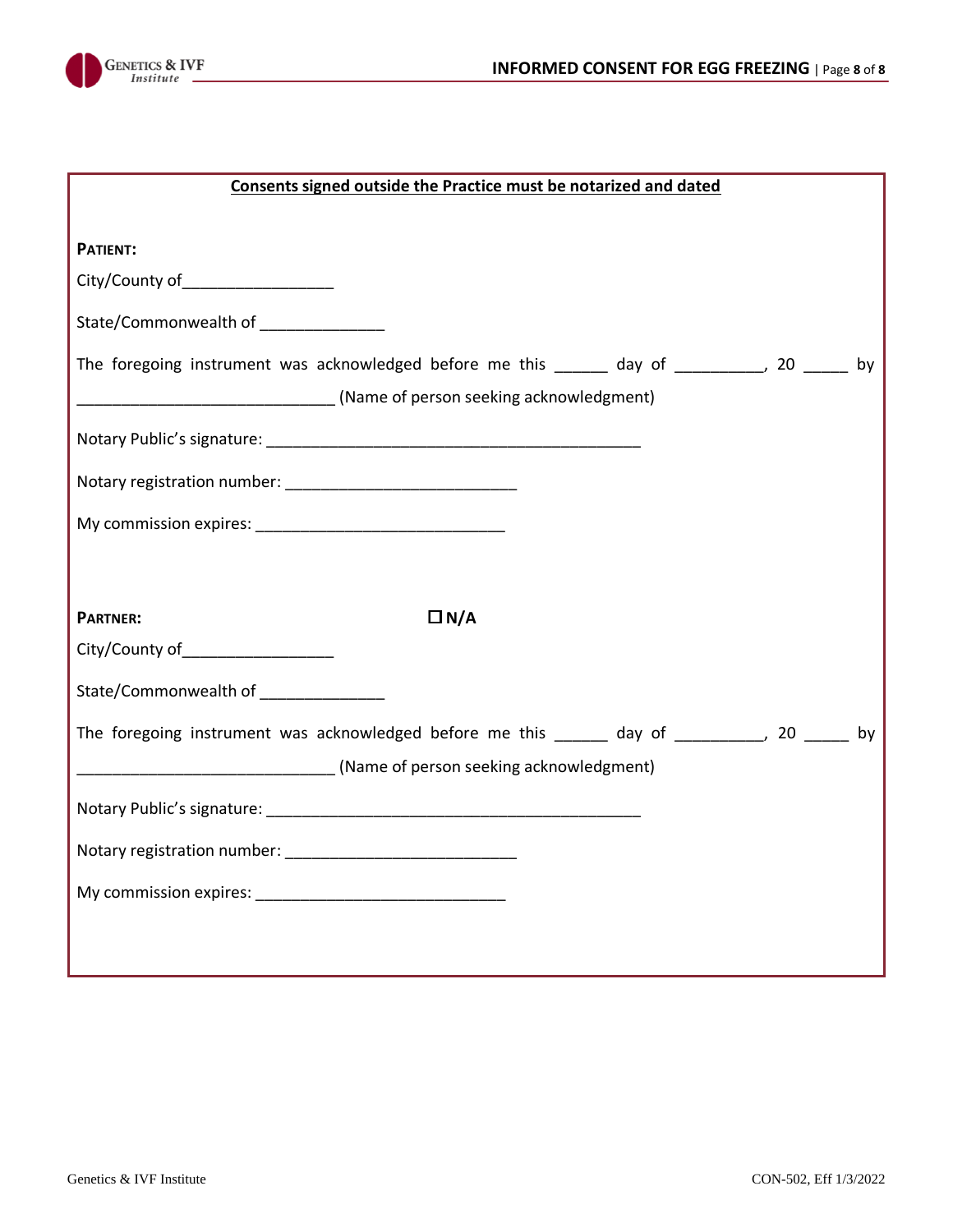**Consents signed outside the Practice must be notarized and dated**

**PATIENT:**

City/County of_________________

State/Commonwealth of ______________

The foregoing instrument was acknowledged before me this ______ day of __________, 20 _____ by _____________________________ (Name of person seeking acknowledgment)

Notary Public's signature: ___________________________________________

Notary registration number: __________________________

My commission expires: ____________________________

**PARTNER:** ☐ **N/A**

City/County of_________________

State/Commonwealth of ______________

The foregoing instrument was acknowledged before me this ______ day of __________, 20 _____ by _____________________________ (Name of person seeking acknowledgment)

Notary Public's signature: ___________________________________________

Notary registration number: __________________________

My commission expires: ____________________________

Genetics & IVF Institute CON-502, Eff 1/3/2022